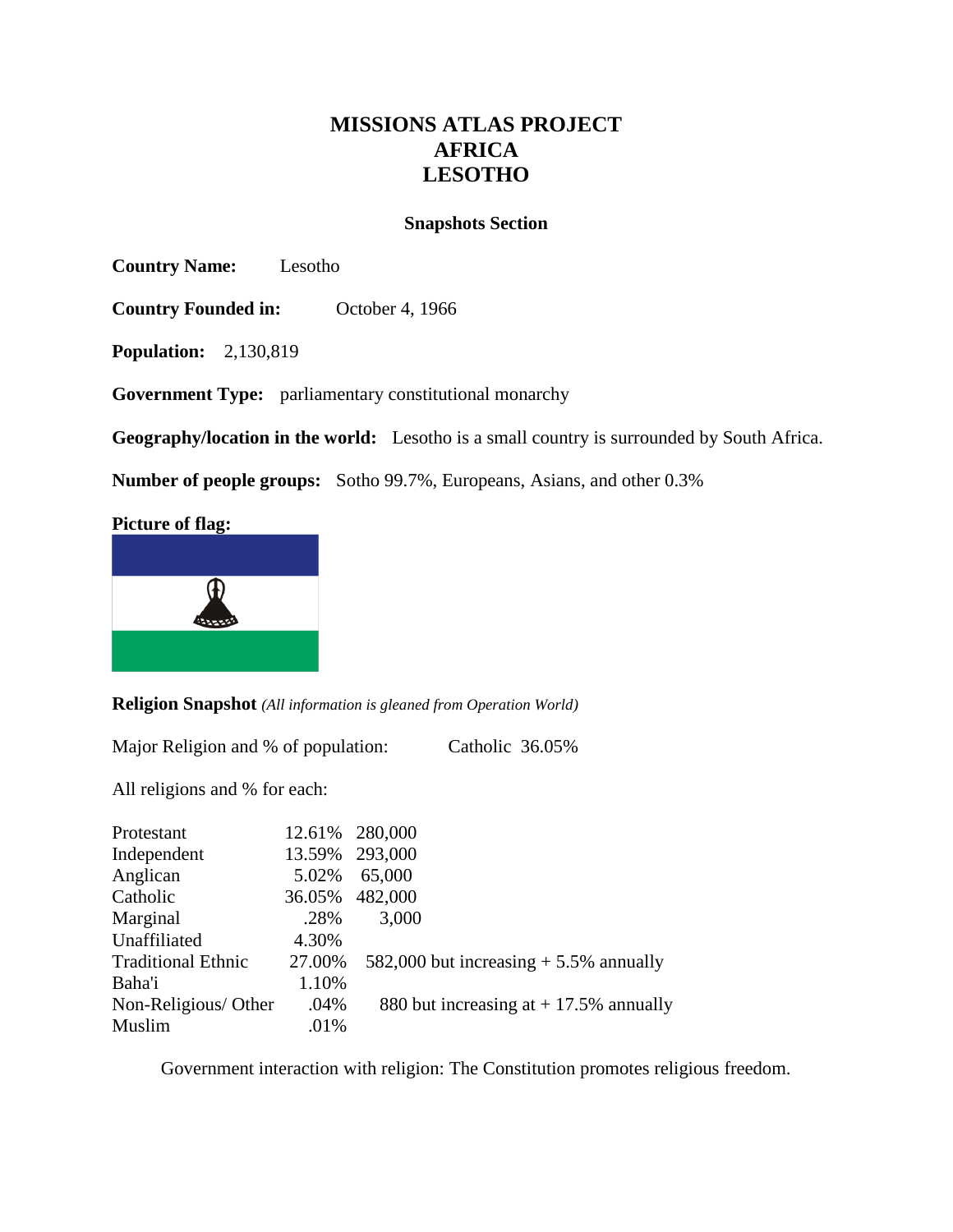# MISSIONS ATLAS PROJECT
# AFRICA
# LESOTHO

## Snapshots Section

**Country Name:** Lesotho

**Country Founded in:** October 4, 1966

**Population:** 2,130,819

**Government Type:** parliamentary constitutional monarchy

**Geography/location in the world:** Lesotho is a small country is surrounded by South Africa.

**Number of people groups:** Sotho 99.7%, Europeans, Asians, and other 0.3%

**Picture of flag:**

**Religion Snapshot** *(All information is gleaned from Operation World)*

Major Religion and % of population: Catholic 36.05%

All religions and % for each:

| | | |
|---|---|---|
| Protestant | 12.61% | 280,000 |
| Independent | 13.59% | 293,000 |
| Anglican | 5.02% | 65,000 |
| Catholic | 36.05% | 482,000 |
| Marginal | .28% | 3,000 |
| Unaffiliated | 4.30% | |
| Traditional Ethnic | 27.00% | 582,000 but increasing + 5.5% annually |
| Baha'i | 1.10% | |
| Non-Religious/ Other | .04% | 880 but increasing at + 17.5% annually |
| Muslim | .01% | |

Government interaction with religion: The Constitution promotes religious freedom.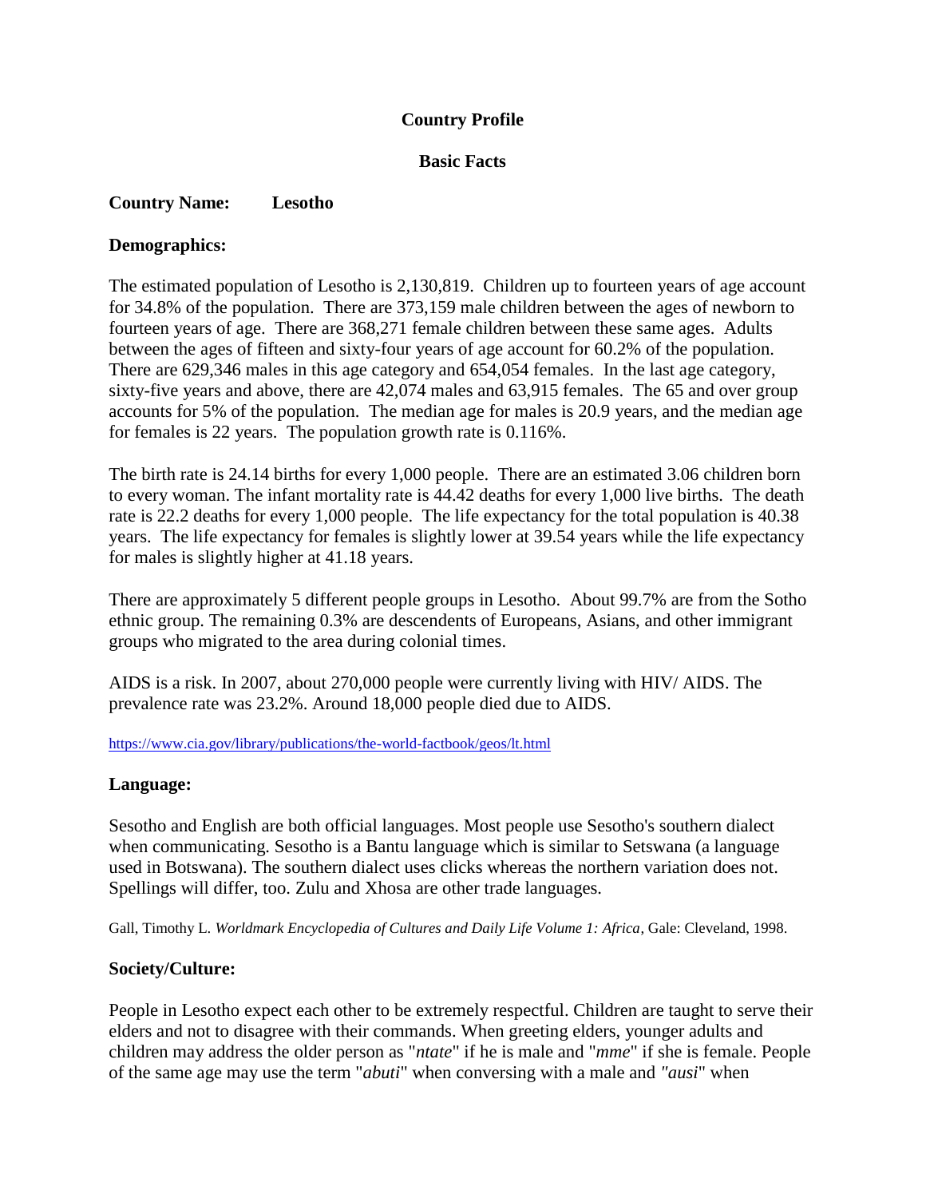**Country Profile**

**Basic Facts**

**Country Name: Lesotho**

**Demographics:**

The estimated population of Lesotho is 2,130,819. Children up to fourteen years of age account for 34.8% of the population. There are 373,159 male children between the ages of newborn to fourteen years of age. There are 368,271 female children between these same ages. Adults between the ages of fifteen and sixty-four years of age account for 60.2% of the population. There are 629,346 males in this age category and 654,054 females. In the last age category, sixty-five years and above, there are 42,074 males and 63,915 females. The 65 and over group accounts for 5% of the population. The median age for males is 20.9 years, and the median age for females is 22 years. The population growth rate is 0.116%.

The birth rate is 24.14 births for every 1,000 people. There are an estimated 3.06 children born to every woman. The infant mortality rate is 44.42 deaths for every 1,000 live births. The death rate is 22.2 deaths for every 1,000 people. The life expectancy for the total population is 40.38 years. The life expectancy for females is slightly lower at 39.54 years while the life expectancy for males is slightly higher at 41.18 years.

There are approximately 5 different people groups in Lesotho. About 99.7% are from the Sotho ethnic group. The remaining 0.3% are descendents of Europeans, Asians, and other immigrant groups who migrated to the area during colonial times.

AIDS is a risk. In 2007, about 270,000 people were currently living with HIV/ AIDS. The prevalence rate was 23.2%. Around 18,000 people died due to AIDS.

https://www.cia.gov/library/publications/the-world-factbook/geos/lt.html

**Language:**

Sesotho and English are both official languages. Most people use Sesotho's southern dialect when communicating. Sesotho is a Bantu language which is similar to Setswana (a language used in Botswana). The southern dialect uses clicks whereas the northern variation does not. Spellings will differ, too. Zulu and Xhosa are other trade languages.

Gall, Timothy L. *Worldmark Encyclopedia of Cultures and Daily Life Volume 1: Africa*, Gale: Cleveland, 1998.

**Society/Culture:**

People in Lesotho expect each other to be extremely respectful. Children are taught to serve their elders and not to disagree with their commands. When greeting elders, younger adults and children may address the older person as "*ntate*" if he is male and "*mme*" if she is female. People of the same age may use the term "*abuti*" when conversing with a male and *"ausi*" when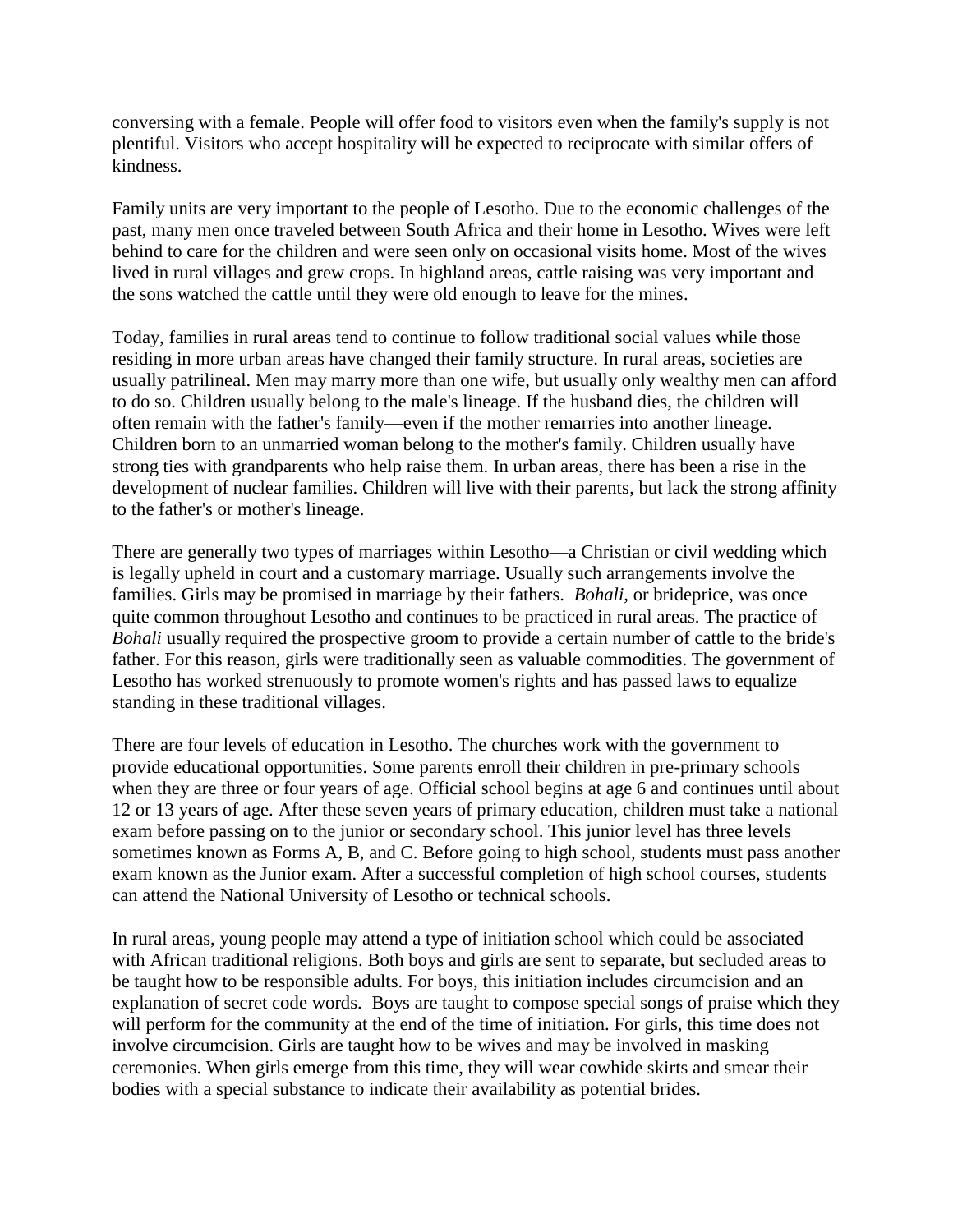conversing with a female. People will offer food to visitors even when the family's supply is not plentiful. Visitors who accept hospitality will be expected to reciprocate with similar offers of kindness.

Family units are very important to the people of Lesotho. Due to the economic challenges of the past, many men once traveled between South Africa and their home in Lesotho. Wives were left behind to care for the children and were seen only on occasional visits home. Most of the wives lived in rural villages and grew crops. In highland areas, cattle raising was very important and the sons watched the cattle until they were old enough to leave for the mines.

Today, families in rural areas tend to continue to follow traditional social values while those residing in more urban areas have changed their family structure. In rural areas, societies are usually patrilineal. Men may marry more than one wife, but usually only wealthy men can afford to do so. Children usually belong to the male's lineage. If the husband dies, the children will often remain with the father's family—even if the mother remarries into another lineage. Children born to an unmarried woman belong to the mother's family. Children usually have strong ties with grandparents who help raise them. In urban areas, there has been a rise in the development of nuclear families. Children will live with their parents, but lack the strong affinity to the father's or mother's lineage.

There are generally two types of marriages within Lesotho—a Christian or civil wedding which is legally upheld in court and a customary marriage. Usually such arrangements involve the families. Girls may be promised in marriage by their fathers. *Bohali*, or brideprice, was once quite common throughout Lesotho and continues to be practiced in rural areas. The practice of *Bohali* usually required the prospective groom to provide a certain number of cattle to the bride's father. For this reason, girls were traditionally seen as valuable commodities. The government of Lesotho has worked strenuously to promote women's rights and has passed laws to equalize standing in these traditional villages.

There are four levels of education in Lesotho. The churches work with the government to provide educational opportunities. Some parents enroll their children in pre-primary schools when they are three or four years of age. Official school begins at age 6 and continues until about 12 or 13 years of age. After these seven years of primary education, children must take a national exam before passing on to the junior or secondary school. This junior level has three levels sometimes known as Forms A, B, and C. Before going to high school, students must pass another exam known as the Junior exam. After a successful completion of high school courses, students can attend the National University of Lesotho or technical schools.

In rural areas, young people may attend a type of initiation school which could be associated with African traditional religions. Both boys and girls are sent to separate, but secluded areas to be taught how to be responsible adults. For boys, this initiation includes circumcision and an explanation of secret code words. Boys are taught to compose special songs of praise which they will perform for the community at the end of the time of initiation. For girls, this time does not involve circumcision. Girls are taught how to be wives and may be involved in masking ceremonies. When girls emerge from this time, they will wear cowhide skirts and smear their bodies with a special substance to indicate their availability as potential brides.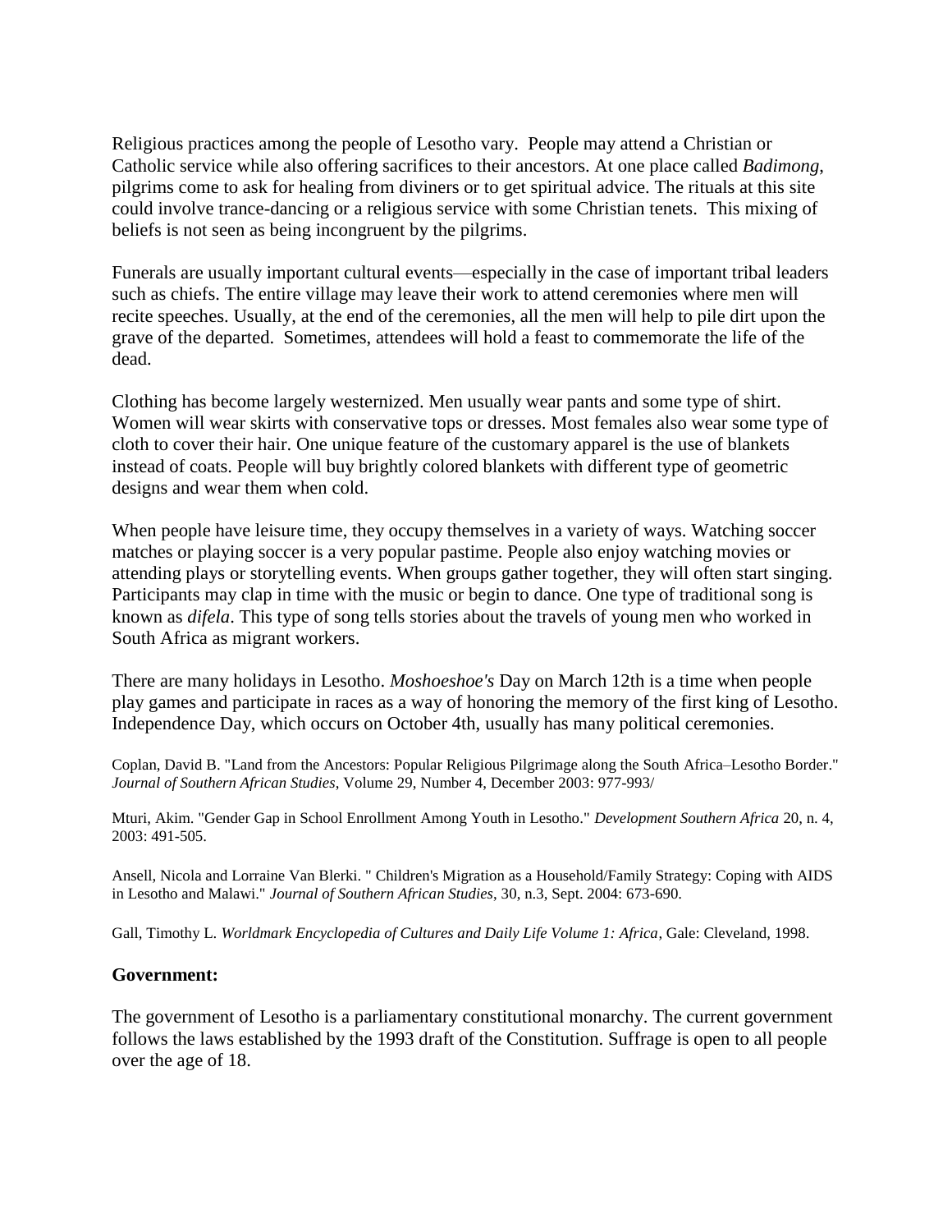Religious practices among the people of Lesotho vary. People may attend a Christian or Catholic service while also offering sacrifices to their ancestors. At one place called *Badimong*, pilgrims come to ask for healing from diviners or to get spiritual advice. The rituals at this site could involve trance-dancing or a religious service with some Christian tenets. This mixing of beliefs is not seen as being incongruent by the pilgrims.

Funerals are usually important cultural events—especially in the case of important tribal leaders such as chiefs. The entire village may leave their work to attend ceremonies where men will recite speeches. Usually, at the end of the ceremonies, all the men will help to pile dirt upon the grave of the departed. Sometimes, attendees will hold a feast to commemorate the life of the dead.

Clothing has become largely westernized. Men usually wear pants and some type of shirt. Women will wear skirts with conservative tops or dresses. Most females also wear some type of cloth to cover their hair. One unique feature of the customary apparel is the use of blankets instead of coats. People will buy brightly colored blankets with different type of geometric designs and wear them when cold.

When people have leisure time, they occupy themselves in a variety of ways. Watching soccer matches or playing soccer is a very popular pastime. People also enjoy watching movies or attending plays or storytelling events. When groups gather together, they will often start singing. Participants may clap in time with the music or begin to dance. One type of traditional song is known as *difela*. This type of song tells stories about the travels of young men who worked in South Africa as migrant workers.

There are many holidays in Lesotho. *Moshoeshoe's* Day on March 12th is a time when people play games and participate in races as a way of honoring the memory of the first king of Lesotho. Independence Day, which occurs on October 4th, usually has many political ceremonies.

Coplan, David B. "Land from the Ancestors: Popular Religious Pilgrimage along the South Africa–Lesotho Border." *Journal of Southern African Studies*, Volume 29, Number 4, December 2003: 977-993/

Mturi, Akim. "Gender Gap in School Enrollment Among Youth in Lesotho." *Development Southern Africa* 20, n. 4, 2003: 491-505.

Ansell, Nicola and Lorraine Van Blerki. " Children's Migration as a Household/Family Strategy: Coping with AIDS in Lesotho and Malawi." *Journal of Southern African Studies*, 30, n.3, Sept. 2004: 673-690.

Gall, Timothy L. *Worldmark Encyclopedia of Cultures and Daily Life Volume 1: Africa*, Gale: Cleveland, 1998.

### Government:

The government of Lesotho is a parliamentary constitutional monarchy. The current government follows the laws established by the 1993 draft of the Constitution. Suffrage is open to all people over the age of 18.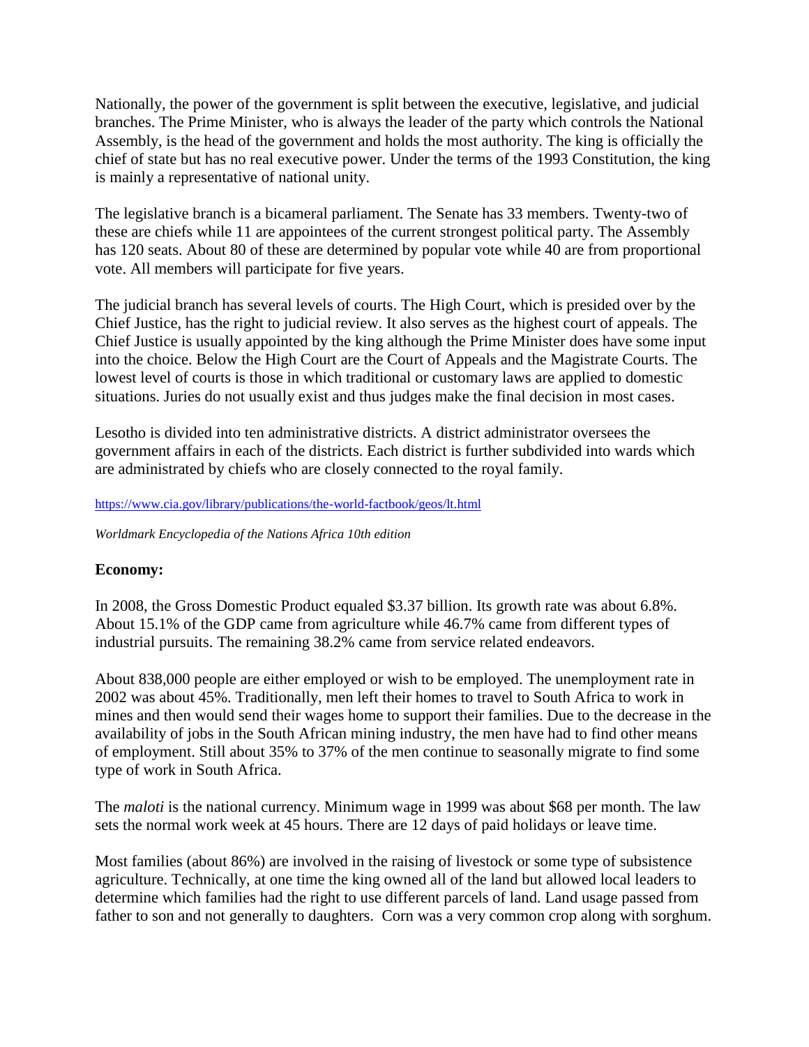Nationally, the power of the government is split between the executive, legislative, and judicial branches. The Prime Minister, who is always the leader of the party which controls the National Assembly, is the head of the government and holds the most authority. The king is officially the chief of state but has no real executive power. Under the terms of the 1993 Constitution, the king is mainly a representative of national unity.

The legislative branch is a bicameral parliament. The Senate has 33 members. Twenty-two of these are chiefs while 11 are appointees of the current strongest political party. The Assembly has 120 seats. About 80 of these are determined by popular vote while 40 are from proportional vote. All members will participate for five years.

The judicial branch has several levels of courts. The High Court, which is presided over by the Chief Justice, has the right to judicial review. It also serves as the highest court of appeals. The Chief Justice is usually appointed by the king although the Prime Minister does have some input into the choice. Below the High Court are the Court of Appeals and the Magistrate Courts. The lowest level of courts is those in which traditional or customary laws are applied to domestic situations. Juries do not usually exist and thus judges make the final decision in most cases.

Lesotho is divided into ten administrative districts. A district administrator oversees the government affairs in each of the districts. Each district is further subdivided into wards which are administrated by chiefs who are closely connected to the royal family.

https://www.cia.gov/library/publications/the-world-factbook/geos/lt.html

*Worldmark Encyclopedia of the Nations Africa 10th edition*

**Economy:**

In 2008, the Gross Domestic Product equaled $3.37 billion. Its growth rate was about 6.8%. About 15.1% of the GDP came from agriculture while 46.7% came from different types of industrial pursuits. The remaining 38.2% came from service related endeavors.

About 838,000 people are either employed or wish to be employed. The unemployment rate in 2002 was about 45%. Traditionally, men left their homes to travel to South Africa to work in mines and then would send their wages home to support their families. Due to the decrease in the availability of jobs in the South African mining industry, the men have had to find other means of employment. Still about 35% to 37% of the men continue to seasonally migrate to find some type of work in South Africa.

The *maloti* is the national currency. Minimum wage in 1999 was about $68 per month. The law sets the normal work week at 45 hours. There are 12 days of paid holidays or leave time.

Most families (about 86%) are involved in the raising of livestock or some type of subsistence agriculture. Technically, at one time the king owned all of the land but allowed local leaders to determine which families had the right to use different parcels of land. Land usage passed from father to son and not generally to daughters. Corn was a very common crop along with sorghum.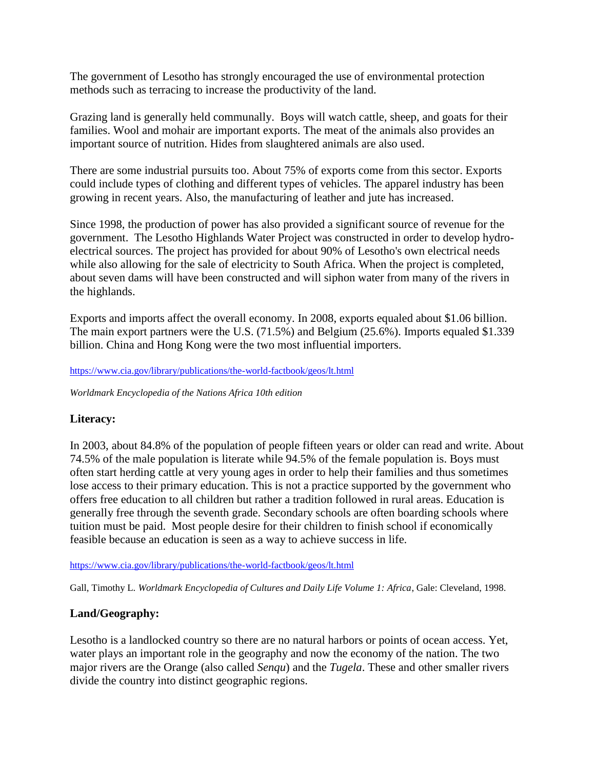The government of Lesotho has strongly encouraged the use of environmental protection methods such as terracing to increase the productivity of the land.

Grazing land is generally held communally. Boys will watch cattle, sheep, and goats for their families. Wool and mohair are important exports. The meat of the animals also provides an important source of nutrition. Hides from slaughtered animals are also used.

There are some industrial pursuits too. About 75% of exports come from this sector. Exports could include types of clothing and different types of vehicles. The apparel industry has been growing in recent years. Also, the manufacturing of leather and jute has increased.

Since 1998, the production of power has also provided a significant source of revenue for the government. The Lesotho Highlands Water Project was constructed in order to develop hydro-electrical sources. The project has provided for about 90% of Lesotho's own electrical needs while also allowing for the sale of electricity to South Africa. When the project is completed, about seven dams will have been constructed and will siphon water from many of the rivers in the highlands.

Exports and imports affect the overall economy. In 2008, exports equaled about $1.06 billion. The main export partners were the U.S. (71.5%) and Belgium (25.6%). Imports equaled $1.339 billion. China and Hong Kong were the two most influential importers.

https://www.cia.gov/library/publications/the-world-factbook/geos/lt.html

*Worldmark Encyclopedia of the Nations Africa 10th edition*

### Literacy:

In 2003, about 84.8% of the population of people fifteen years or older can read and write. About 74.5% of the male population is literate while 94.5% of the female population is. Boys must often start herding cattle at very young ages in order to help their families and thus sometimes lose access to their primary education. This is not a practice supported by the government who offers free education to all children but rather a tradition followed in rural areas. Education is generally free through the seventh grade. Secondary schools are often boarding schools where tuition must be paid. Most people desire for their children to finish school if economically feasible because an education is seen as a way to achieve success in life.

https://www.cia.gov/library/publications/the-world-factbook/geos/lt.html

Gall, Timothy L. *Worldmark Encyclopedia of Cultures and Daily Life Volume 1: Africa*, Gale: Cleveland, 1998.

### Land/Geography:

Lesotho is a landlocked country so there are no natural harbors or points of ocean access. Yet, water plays an important role in the geography and now the economy of the nation. The two major rivers are the Orange (also called *Senqu*) and the *Tugela*. These and other smaller rivers divide the country into distinct geographic regions.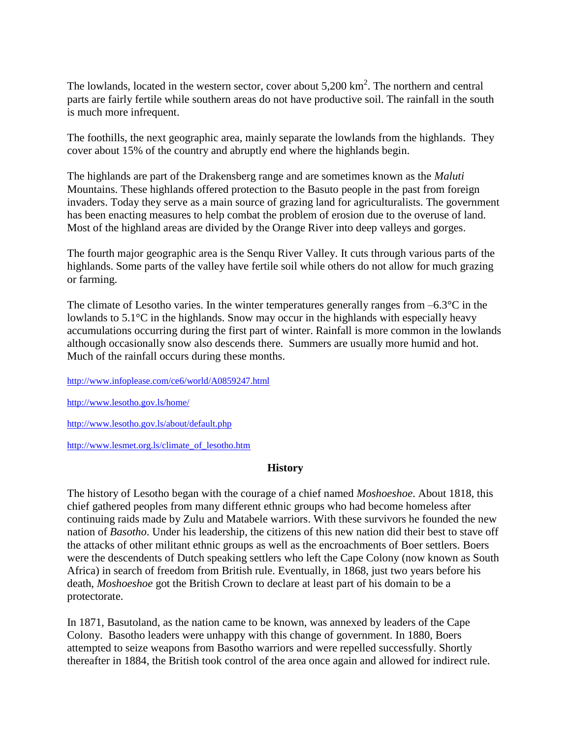The lowlands, located in the western sector, cover about 5,200 km$^2$. The northern and central parts are fairly fertile while southern areas do not have productive soil. The rainfall in the south is much more infrequent.

The foothills, the next geographic area, mainly separate the lowlands from the highlands. They cover about 15% of the country and abruptly end where the highlands begin.

The highlands are part of the Drakensberg range and are sometimes known as the *Maluti* Mountains. These highlands offered protection to the Basuto people in the past from foreign invaders. Today they serve as a main source of grazing land for agriculturalists. The government has been enacting measures to help combat the problem of erosion due to the overuse of land. Most of the highland areas are divided by the Orange River into deep valleys and gorges.

The fourth major geographic area is the Senqu River Valley. It cuts through various parts of the highlands. Some parts of the valley have fertile soil while others do not allow for much grazing or farming.

The climate of Lesotho varies. In the winter temperatures generally ranges from –6.3°C in the lowlands to 5.1°C in the highlands. Snow may occur in the highlands with especially heavy accumulations occurring during the first part of winter. Rainfall is more common in the lowlands although occasionally snow also descends there. Summers are usually more humid and hot. Much of the rainfall occurs during these months.

http://www.infoplease.com/ce6/world/A0859247.html

http://www.lesotho.gov.ls/home/

http://www.lesotho.gov.ls/about/default.php

http://www.lesmet.org.ls/climate_of_lesotho.htm

## History

The history of Lesotho began with the courage of a chief named *Moshoeshoe*. About 1818, this chief gathered peoples from many different ethnic groups who had become homeless after continuing raids made by Zulu and Matabele warriors. With these survivors he founded the new nation of *Basotho*. Under his leadership, the citizens of this new nation did their best to stave off the attacks of other militant ethnic groups as well as the encroachments of Boer settlers. Boers were the descendents of Dutch speaking settlers who left the Cape Colony (now known as South Africa) in search of freedom from British rule. Eventually, in 1868, just two years before his death, *Moshoeshoe* got the British Crown to declare at least part of his domain to be a protectorate.

In 1871, Basutoland, as the nation came to be known, was annexed by leaders of the Cape Colony. Basotho leaders were unhappy with this change of government. In 1880, Boers attempted to seize weapons from Basotho warriors and were repelled successfully. Shortly thereafter in 1884, the British took control of the area once again and allowed for indirect rule.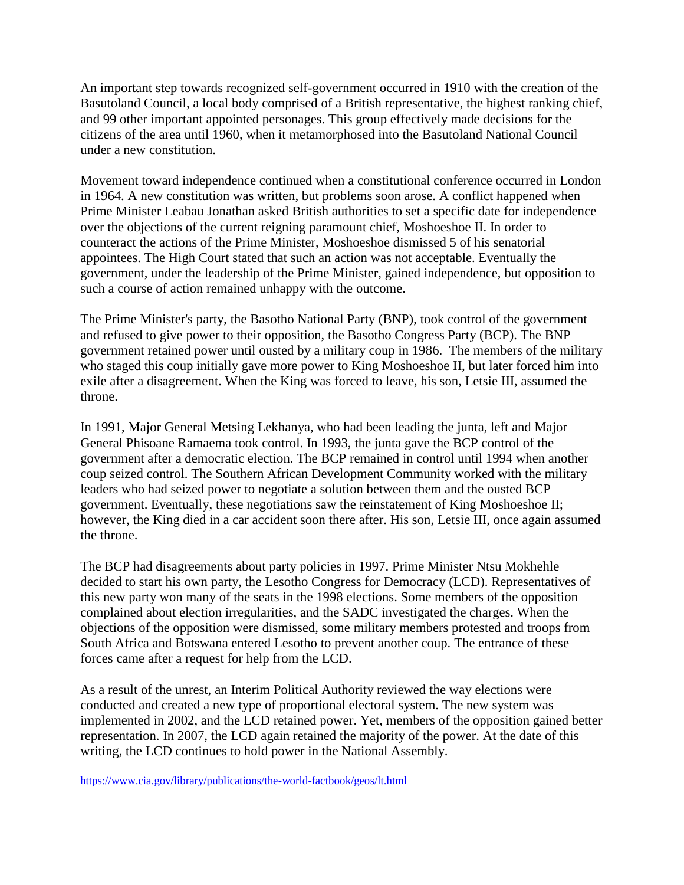An important step towards recognized self-government occurred in 1910 with the creation of the Basutoland Council, a local body comprised of a British representative, the highest ranking chief, and 99 other important appointed personages. This group effectively made decisions for the citizens of the area until 1960, when it metamorphosed into the Basutoland National Council under a new constitution.

Movement toward independence continued when a constitutional conference occurred in London in 1964. A new constitution was written, but problems soon arose. A conflict happened when Prime Minister Leabau Jonathan asked British authorities to set a specific date for independence over the objections of the current reigning paramount chief, Moshoeshoe II. In order to counteract the actions of the Prime Minister, Moshoeshoe dismissed 5 of his senatorial appointees. The High Court stated that such an action was not acceptable. Eventually the government, under the leadership of the Prime Minister, gained independence, but opposition to such a course of action remained unhappy with the outcome.

The Prime Minister's party, the Basotho National Party (BNP), took control of the government and refused to give power to their opposition, the Basotho Congress Party (BCP). The BNP government retained power until ousted by a military coup in 1986. The members of the military who staged this coup initially gave more power to King Moshoeshoe II, but later forced him into exile after a disagreement. When the King was forced to leave, his son, Letsie III, assumed the throne.

In 1991, Major General Metsing Lekhanya, who had been leading the junta, left and Major General Phisoane Ramaema took control. In 1993, the junta gave the BCP control of the government after a democratic election. The BCP remained in control until 1994 when another coup seized control. The Southern African Development Community worked with the military leaders who had seized power to negotiate a solution between them and the ousted BCP government. Eventually, these negotiations saw the reinstatement of King Moshoeshoe II; however, the King died in a car accident soon there after. His son, Letsie III, once again assumed the throne.

The BCP had disagreements about party policies in 1997. Prime Minister Ntsu Mokhehle decided to start his own party, the Lesotho Congress for Democracy (LCD). Representatives of this new party won many of the seats in the 1998 elections. Some members of the opposition complained about election irregularities, and the SADC investigated the charges. When the objections of the opposition were dismissed, some military members protested and troops from South Africa and Botswana entered Lesotho to prevent another coup. The entrance of these forces came after a request for help from the LCD.

As a result of the unrest, an Interim Political Authority reviewed the way elections were conducted and created a new type of proportional electoral system. The new system was implemented in 2002, and the LCD retained power. Yet, members of the opposition gained better representation. In 2007, the LCD again retained the majority of the power. At the date of this writing, the LCD continues to hold power in the National Assembly.

https://www.cia.gov/library/publications/the-world-factbook/geos/lt.html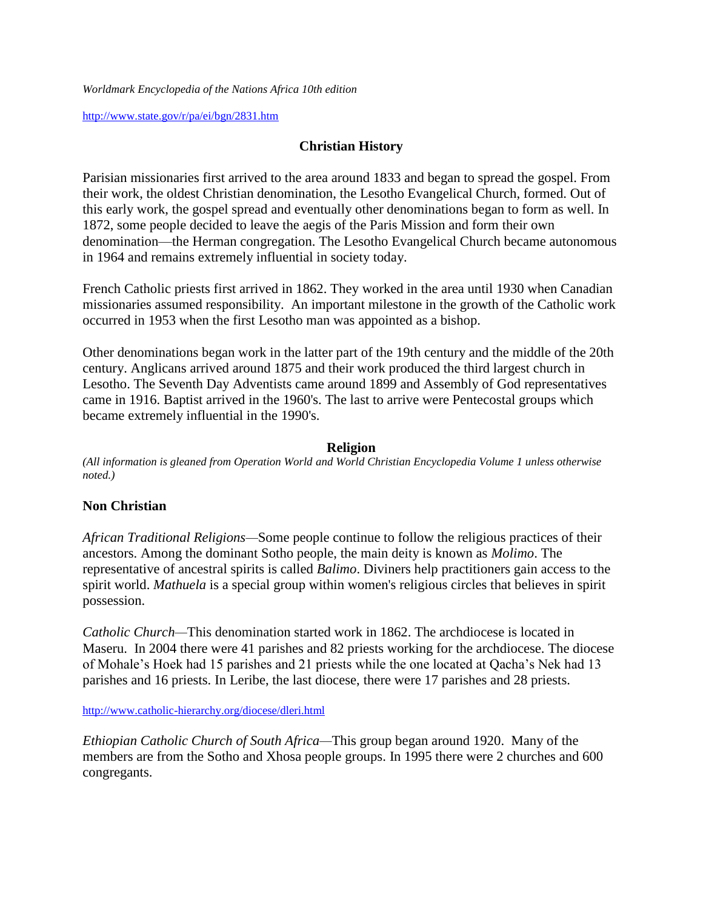*Worldmark Encyclopedia of the Nations Africa 10th edition*

http://www.state.gov/r/pa/ei/bgn/2831.htm

## Christian History

Parisian missionaries first arrived to the area around 1833 and began to spread the gospel. From their work, the oldest Christian denomination, the Lesotho Evangelical Church, formed. Out of this early work, the gospel spread and eventually other denominations began to form as well. In 1872, some people decided to leave the aegis of the Paris Mission and form their own denomination—the Herman congregation. The Lesotho Evangelical Church became autonomous in 1964 and remains extremely influential in society today.

French Catholic priests first arrived in 1862. They worked in the area until 1930 when Canadian missionaries assumed responsibility. An important milestone in the growth of the Catholic work occurred in 1953 when the first Lesotho man was appointed as a bishop.

Other denominations began work in the latter part of the 19th century and the middle of the 20th century. Anglicans arrived around 1875 and their work produced the third largest church in Lesotho. The Seventh Day Adventists came around 1899 and Assembly of God representatives came in 1916. Baptist arrived in the 1960's. The last to arrive were Pentecostal groups which became extremely influential in the 1990's.

## Religion

*(All information is gleaned from Operation World and World Christian Encyclopedia Volume 1 unless otherwise noted.)*

### Non Christian

*African Traditional Religions*—Some people continue to follow the religious practices of their ancestors. Among the dominant Sotho people, the main deity is known as *Molimo*. The representative of ancestral spirits is called *Balimo*. Diviners help practitioners gain access to the spirit world. *Mathuela* is a special group within women's religious circles that believes in spirit possession.

*Catholic Church*—This denomination started work in 1862. The archdiocese is located in Maseru. In 2004 there were 41 parishes and 82 priests working for the archdiocese. The diocese of Mohale's Hoek had 15 parishes and 21 priests while the one located at Qacha's Nek had 13 parishes and 16 priests. In Leribe, the last diocese, there were 17 parishes and 28 priests.

http://www.catholic-hierarchy.org/diocese/dleri.html

*Ethiopian Catholic Church of South Africa*—This group began around 1920. Many of the members are from the Sotho and Xhosa people groups. In 1995 there were 2 churches and 600 congregants.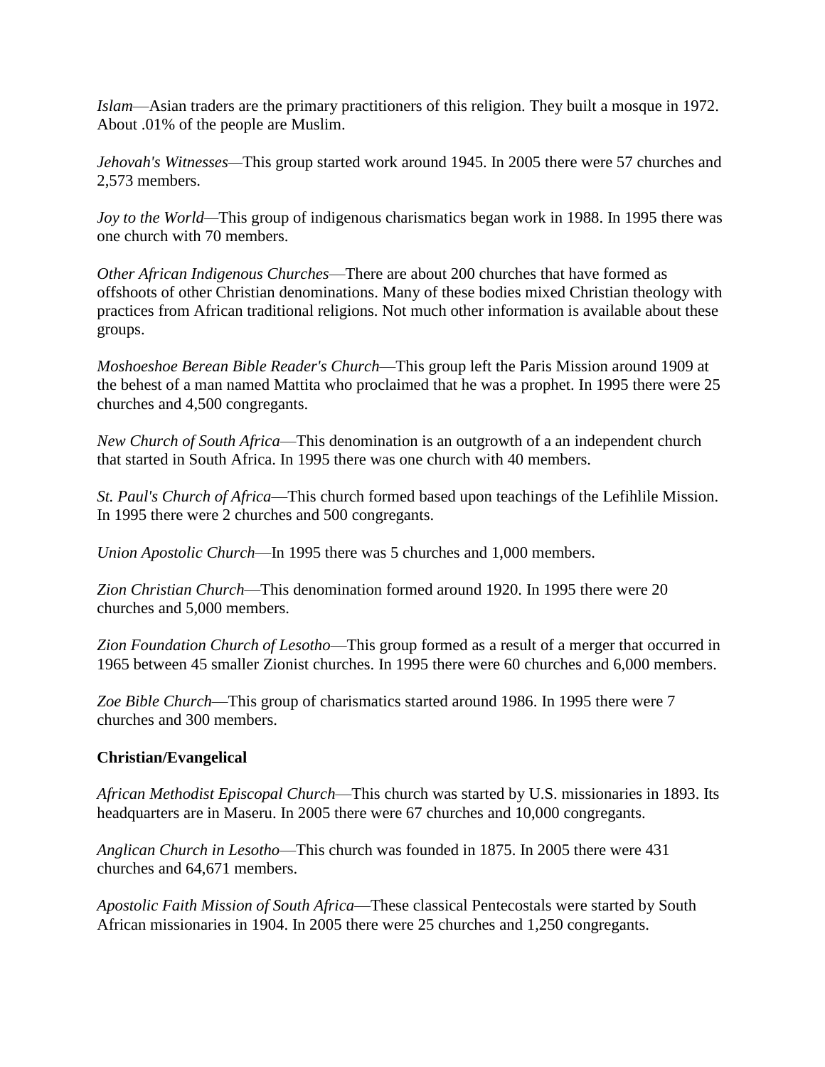*Islam*—Asian traders are the primary practitioners of this religion. They built a mosque in 1972. About .01% of the people are Muslim.

*Jehovah's Witnesses*—This group started work around 1945. In 2005 there were 57 churches and 2,573 members.

*Joy to the World*—This group of indigenous charismatics began work in 1988. In 1995 there was one church with 70 members.

*Other African Indigenous Churches*—There are about 200 churches that have formed as offshoots of other Christian denominations. Many of these bodies mixed Christian theology with practices from African traditional religions. Not much other information is available about these groups.

*Moshoeshoe Berean Bible Reader's Church*—This group left the Paris Mission around 1909 at the behest of a man named Mattita who proclaimed that he was a prophet. In 1995 there were 25 churches and 4,500 congregants.

*New Church of South Africa*—This denomination is an outgrowth of a an independent church that started in South Africa. In 1995 there was one church with 40 members.

*St. Paul's Church of Africa*—This church formed based upon teachings of the Lefihlile Mission. In 1995 there were 2 churches and 500 congregants.

*Union Apostolic Church*—In 1995 there was 5 churches and 1,000 members.

*Zion Christian Church*—This denomination formed around 1920. In 1995 there were 20 churches and 5,000 members.

*Zion Foundation Church of Lesotho*—This group formed as a result of a merger that occurred in 1965 between 45 smaller Zionist churches. In 1995 there were 60 churches and 6,000 members.

*Zoe Bible Church*—This group of charismatics started around 1986. In 1995 there were 7 churches and 300 members.

**Christian/Evangelical**

*African Methodist Episcopal Church*—This church was started by U.S. missionaries in 1893. Its headquarters are in Maseru. In 2005 there were 67 churches and 10,000 congregants.

*Anglican Church in Lesotho*—This church was founded in 1875. In 2005 there were 431 churches and 64,671 members.

*Apostolic Faith Mission of South Africa*—These classical Pentecostals were started by South African missionaries in 1904. In 2005 there were 25 churches and 1,250 congregants.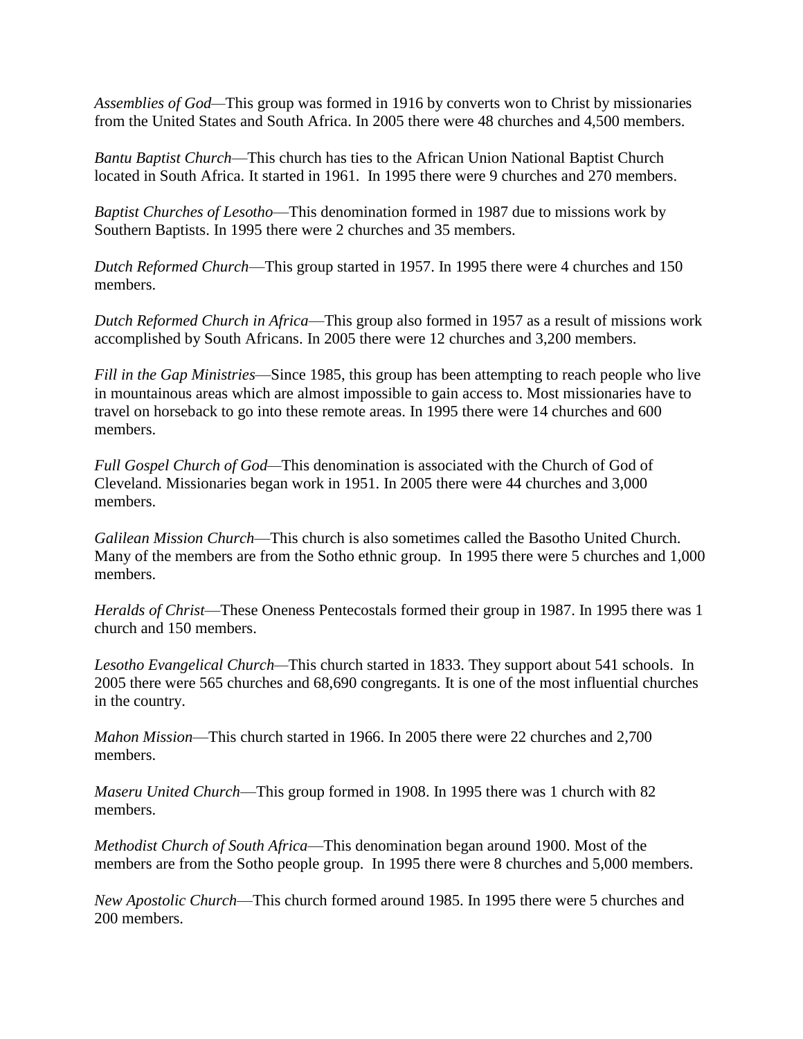*Assemblies of God*—This group was formed in 1916 by converts won to Christ by missionaries from the United States and South Africa. In 2005 there were 48 churches and 4,500 members.

*Bantu Baptist Church*—This church has ties to the African Union National Baptist Church located in South Africa. It started in 1961. In 1995 there were 9 churches and 270 members.

*Baptist Churches of Lesotho*—This denomination formed in 1987 due to missions work by Southern Baptists. In 1995 there were 2 churches and 35 members.

*Dutch Reformed Church*—This group started in 1957. In 1995 there were 4 churches and 150 members.

*Dutch Reformed Church in Africa*—This group also formed in 1957 as a result of missions work accomplished by South Africans. In 2005 there were 12 churches and 3,200 members.

*Fill in the Gap Ministries*—Since 1985, this group has been attempting to reach people who live in mountainous areas which are almost impossible to gain access to. Most missionaries have to travel on horseback to go into these remote areas. In 1995 there were 14 churches and 600 members.

*Full Gospel Church of God*—This denomination is associated with the Church of God of Cleveland. Missionaries began work in 1951. In 2005 there were 44 churches and 3,000 members.

*Galilean Mission Church*—This church is also sometimes called the Basotho United Church. Many of the members are from the Sotho ethnic group. In 1995 there were 5 churches and 1,000 members.

*Heralds of Christ*—These Oneness Pentecostals formed their group in 1987. In 1995 there was 1 church and 150 members.

*Lesotho Evangelical Church*—This church started in 1833. They support about 541 schools. In 2005 there were 565 churches and 68,690 congregants. It is one of the most influential churches in the country.

*Mahon Mission*—This church started in 1966. In 2005 there were 22 churches and 2,700 members.

*Maseru United Church*—This group formed in 1908. In 1995 there was 1 church with 82 members.

*Methodist Church of South Africa*—This denomination began around 1900. Most of the members are from the Sotho people group. In 1995 there were 8 churches and 5,000 members.

*New Apostolic Church*—This church formed around 1985. In 1995 there were 5 churches and 200 members.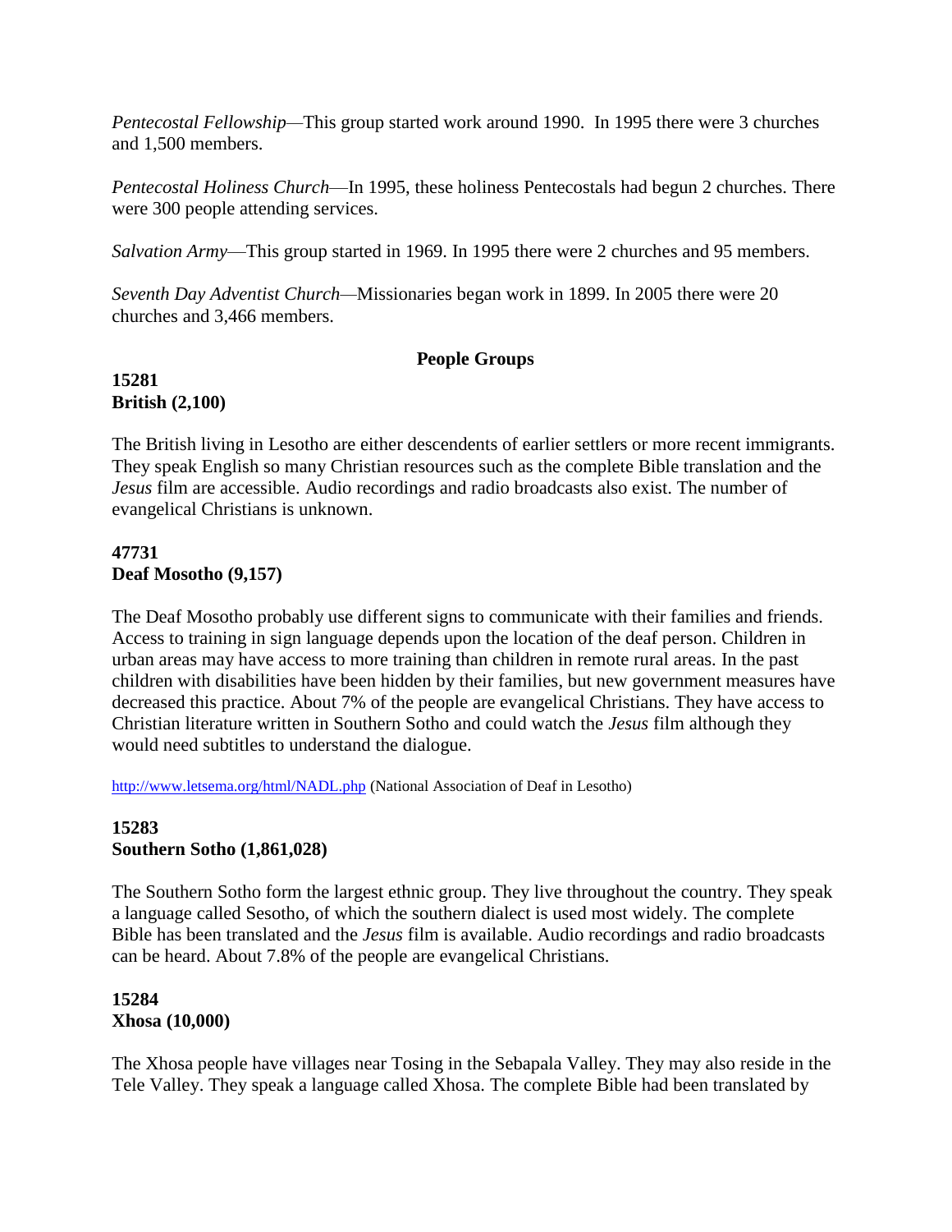*Pentecostal Fellowship*—This group started work around 1990. In 1995 there were 3 churches and 1,500 members.

*Pentecostal Holiness Church*—In 1995, these holiness Pentecostals had begun 2 churches. There were 300 people attending services.

*Salvation Army*—This group started in 1969. In 1995 there were 2 churches and 95 members.

*Seventh Day Adventist Church*—Missionaries began work in 1899. In 2005 there were 20 churches and 3,466 members.

## People Groups

**15281**
**British (2,100)**

The British living in Lesotho are either descendents of earlier settlers or more recent immigrants. They speak English so many Christian resources such as the complete Bible translation and the *Jesus* film are accessible. Audio recordings and radio broadcasts also exist. The number of evangelical Christians is unknown.

**47731**
**Deaf Mosotho (9,157)**

The Deaf Mosotho probably use different signs to communicate with their families and friends. Access to training in sign language depends upon the location of the deaf person. Children in urban areas may have access to more training than children in remote rural areas. In the past children with disabilities have been hidden by their families, but new government measures have decreased this practice. About 7% of the people are evangelical Christians. They have access to Christian literature written in Southern Sotho and could watch the *Jesus* film although they would need subtitles to understand the dialogue.

http://www.letsema.org/html/NADL.php (National Association of Deaf in Lesotho)

**15283**
**Southern Sotho (1,861,028)**

The Southern Sotho form the largest ethnic group. They live throughout the country. They speak a language called Sesotho, of which the southern dialect is used most widely. The complete Bible has been translated and the *Jesus* film is available. Audio recordings and radio broadcasts can be heard. About 7.8% of the people are evangelical Christians.

**15284**
**Xhosa (10,000)**

The Xhosa people have villages near Tosing in the Sebapala Valley. They may also reside in the Tele Valley. They speak a language called Xhosa. The complete Bible had been translated by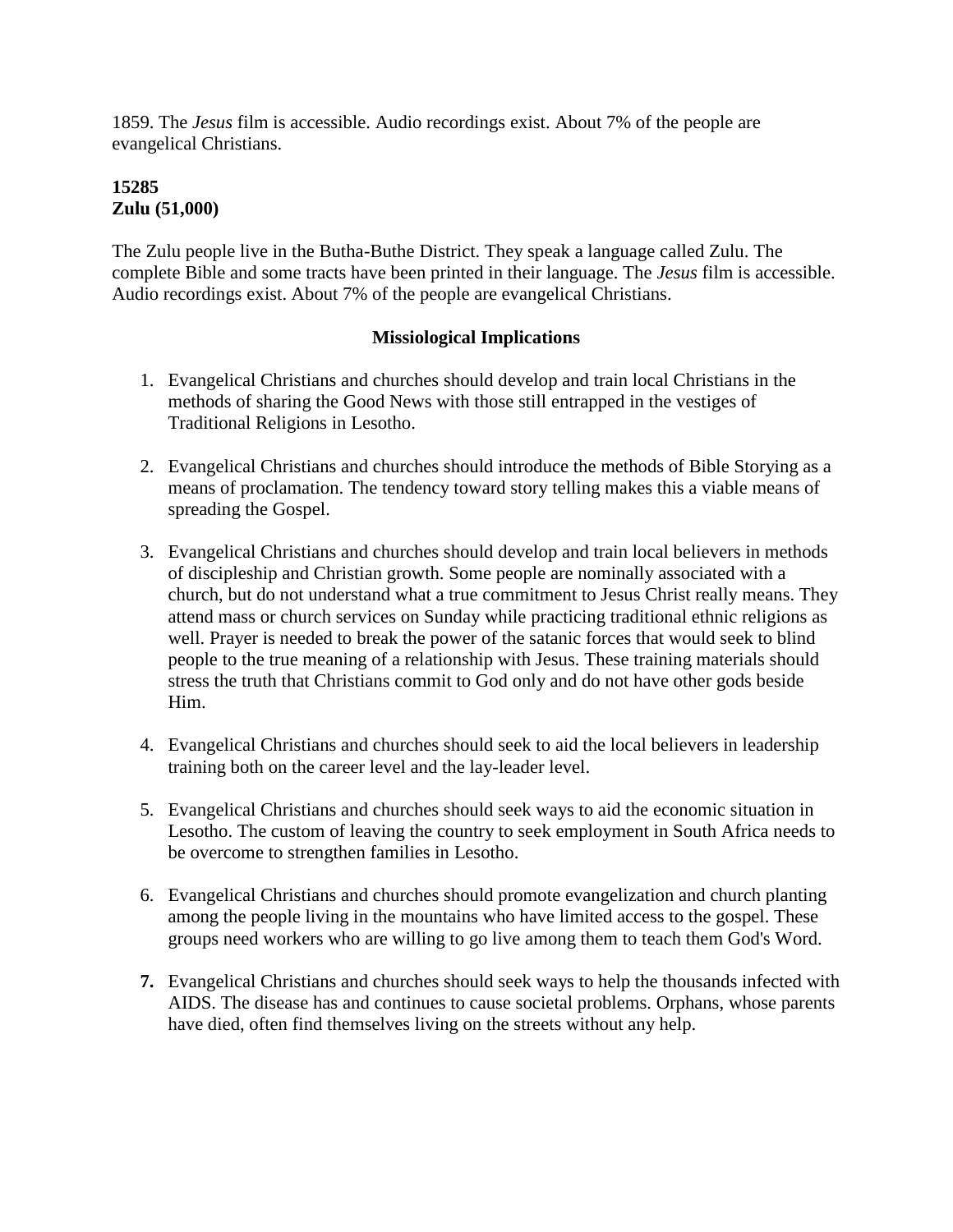1859. The *Jesus* film is accessible. Audio recordings exist. About 7% of the people are evangelical Christians.

**15285**
**Zulu (51,000)**

The Zulu people live in the Butha-Buthe District. They speak a language called Zulu. The complete Bible and some tracts have been printed in their language. The *Jesus* film is accessible. Audio recordings exist. About 7% of the people are evangelical Christians.

### Missiological Implications

1. Evangelical Christians and churches should develop and train local Christians in the methods of sharing the Good News with those still entrapped in the vestiges of Traditional Religions in Lesotho.

2. Evangelical Christians and churches should introduce the methods of Bible Storying as a means of proclamation. The tendency toward story telling makes this a viable means of spreading the Gospel.

3. Evangelical Christians and churches should develop and train local believers in methods of discipleship and Christian growth. Some people are nominally associated with a church, but do not understand what a true commitment to Jesus Christ really means. They attend mass or church services on Sunday while practicing traditional ethnic religions as well. Prayer is needed to break the power of the satanic forces that would seek to blind people to the true meaning of a relationship with Jesus. These training materials should stress the truth that Christians commit to God only and do not have other gods beside Him.

4. Evangelical Christians and churches should seek to aid the local believers in leadership training both on the career level and the lay-leader level.

5. Evangelical Christians and churches should seek ways to aid the economic situation in Lesotho. The custom of leaving the country to seek employment in South Africa needs to be overcome to strengthen families in Lesotho.

6. Evangelical Christians and churches should promote evangelization and church planting among the people living in the mountains who have limited access to the gospel. These groups need workers who are willing to go live among them to teach them God's Word.

7. Evangelical Christians and churches should seek ways to help the thousands infected with AIDS. The disease has and continues to cause societal problems. Orphans, whose parents have died, often find themselves living on the streets without any help.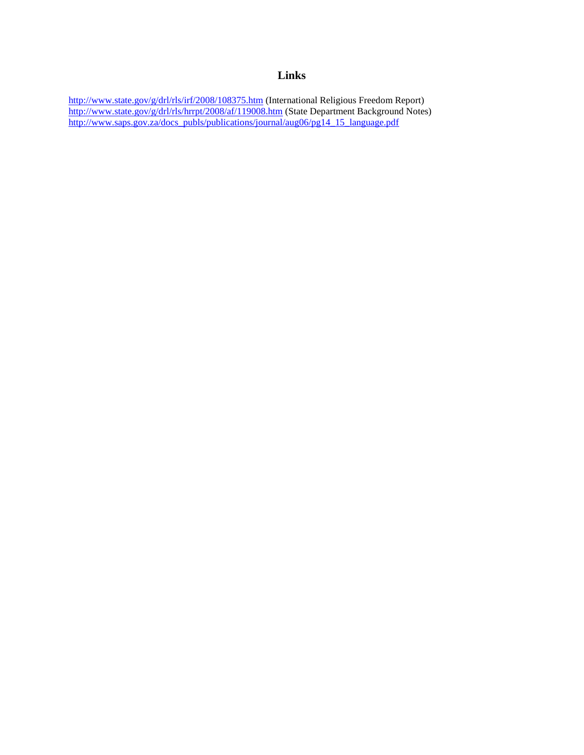## Links

http://www.state.gov/g/drl/rls/irf/2008/108375.htm (International Religious Freedom Report)
http://www.state.gov/g/drl/rls/hrrpt/2008/af/119008.htm (State Department Background Notes)
http://www.saps.gov.za/docs_publs/publications/journal/aug06/pg14_15_language.pdf